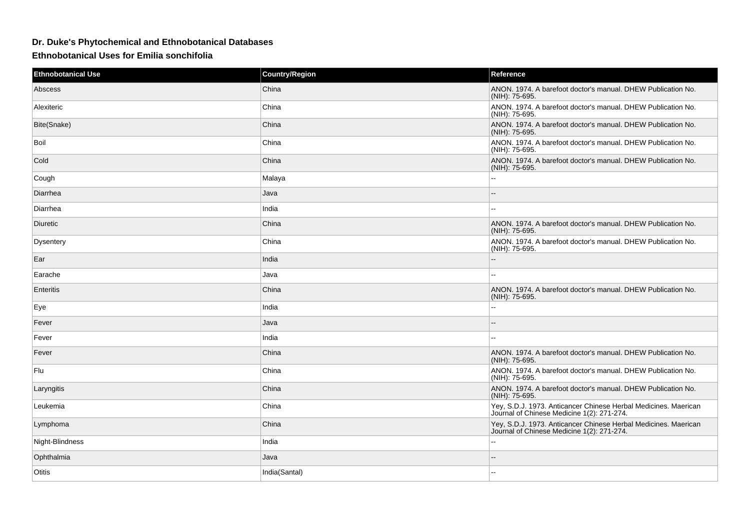## Dr. Duke's Phytochemical and Ethnobotanical Databases

### Ethnobotanical Uses for Emilia sonchifolia

| Ethnobotanical Use | Country/Region | Reference |
| --- | --- | --- |
| Abscess | China | ANON. 1974. A barefoot doctor's manual. DHEW Publication No. (NIH): 75-695. |
| Alexiteric | China | ANON. 1974. A barefoot doctor's manual. DHEW Publication No. (NIH): 75-695. |
| Bite(Snake) | China | ANON. 1974. A barefoot doctor's manual. DHEW Publication No. (NIH): 75-695. |
| Boil | China | ANON. 1974. A barefoot doctor's manual. DHEW Publication No. (NIH): 75-695. |
| Cold | China | ANON. 1974. A barefoot doctor's manual. DHEW Publication No. (NIH): 75-695. |
| Cough | Malaya | -- |
| Diarrhea | Java | -- |
| Diarrhea | India | -- |
| Diuretic | China | ANON. 1974. A barefoot doctor's manual. DHEW Publication No. (NIH): 75-695. |
| Dysentery | China | ANON. 1974. A barefoot doctor's manual. DHEW Publication No. (NIH): 75-695. |
| Ear | India | -- |
| Earache | Java | -- |
| Enteritis | China | ANON. 1974. A barefoot doctor's manual. DHEW Publication No. (NIH): 75-695. |
| Eye | India | -- |
| Fever | Java | -- |
| Fever | India | -- |
| Fever | China | ANON. 1974. A barefoot doctor's manual. DHEW Publication No. (NIH): 75-695. |
| Flu | China | ANON. 1974. A barefoot doctor's manual. DHEW Publication No. (NIH): 75-695. |
| Laryngitis | China | ANON. 1974. A barefoot doctor's manual. DHEW Publication No. (NIH): 75-695. |
| Leukemia | China | Yey, S.D.J. 1973. Anticancer Chinese Herbal Medicines. Maerican Journal of Chinese Medicine 1(2): 271-274. |
| Lymphoma | China | Yey, S.D.J. 1973. Anticancer Chinese Herbal Medicines. Maerican Journal of Chinese Medicine 1(2): 271-274. |
| Night-Blindness | India | -- |
| Ophthalmia | Java | -- |
| Otitis | India(Santal) | -- |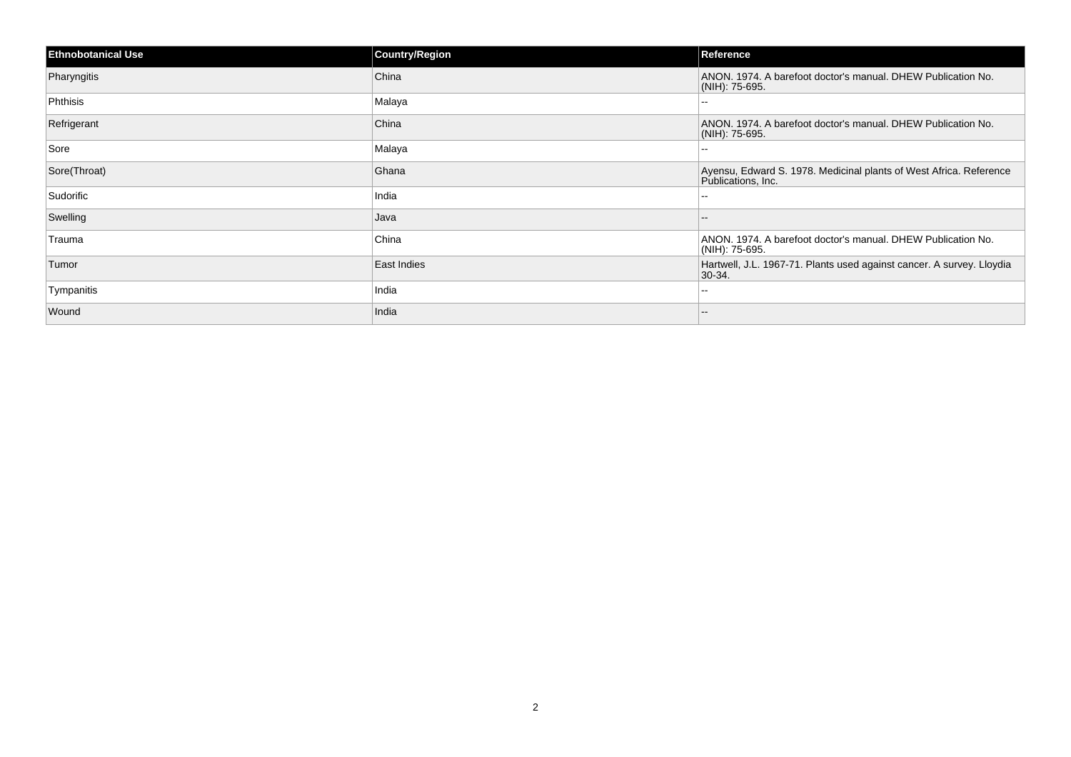| Ethnobotanical Use | Country/Region | Reference |
| --- | --- | --- |
| Pharyngitis | China | ANON. 1974. A barefoot doctor's manual. DHEW Publication No. (NIH): 75-695. |
| Phthisis | Malaya | -- |
| Refrigerant | China | ANON. 1974. A barefoot doctor's manual. DHEW Publication No. (NIH): 75-695. |
| Sore | Malaya | -- |
| Sore(Throat) | Ghana | Ayensu, Edward S. 1978. Medicinal plants of West Africa. Reference Publications, Inc. |
| Sudorific | India | -- |
| Swelling | Java | -- |
| Trauma | China | ANON. 1974. A barefoot doctor's manual. DHEW Publication No. (NIH): 75-695. |
| Tumor | East Indies | Hartwell, J.L. 1967-71. Plants used against cancer. A survey. Lloydia 30-34. |
| Tympanitis | India | -- |
| Wound | India | -- |